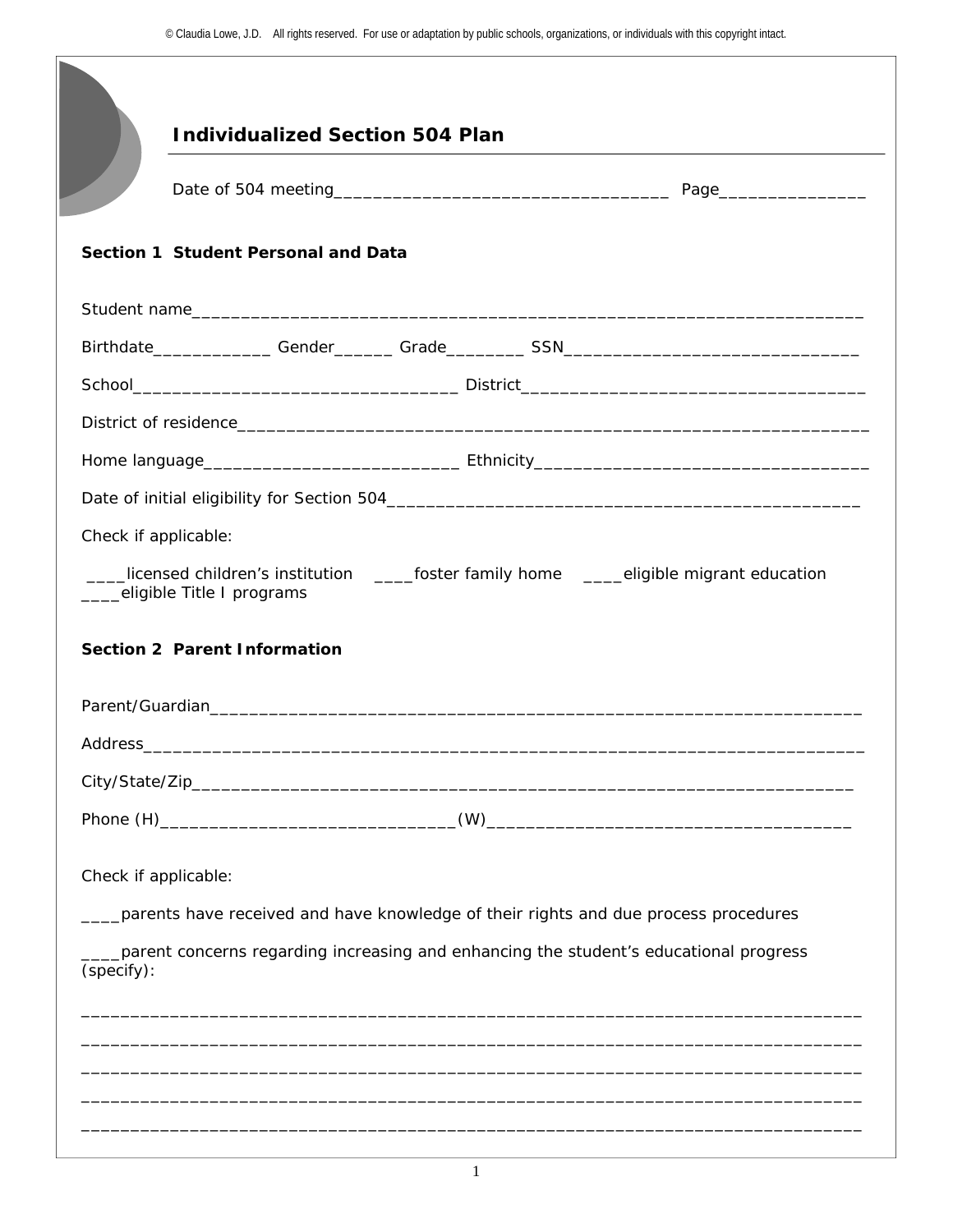© Claudia Lowe, J.D. All rights reserved. For use or adaptation by public schools, organizations, or individuals with this copyright intact.

# Individualized Section 504 Plan

Date of 504 meeting___________________________________ Page_______________

## Section 1 Student Personal and Data

Student name______________________________________________________________________

Birthdate____________ Gender______ Grade________ SSN______________________________

School__________________________________ District____________________________________

District of residence________________________________________________________________

Home language___________________________ Ethnicity___________________________________

Date of initial eligibility for Section 504__________________________________________________

Check if applicable:

____licensed children's institution ____foster family home ____eligible migrant education ____eligible Title I programs

## Section 2 Parent Information

Parent/Guardian____________________________________________________________________

Address___________________________________________________________________________

City/State/Zip_____________________________________________________________________

Phone (H)_______________________________(W)_______________________________________

Check if applicable:

____parents have received and have knowledge of their rights and due process procedures

____parent concerns regarding increasing and enhancing the student's educational progress (specify):

__________________________________________________________________________________

__________________________________________________________________________________

__________________________________________________________________________________

__________________________________________________________________________________

__________________________________________________________________________________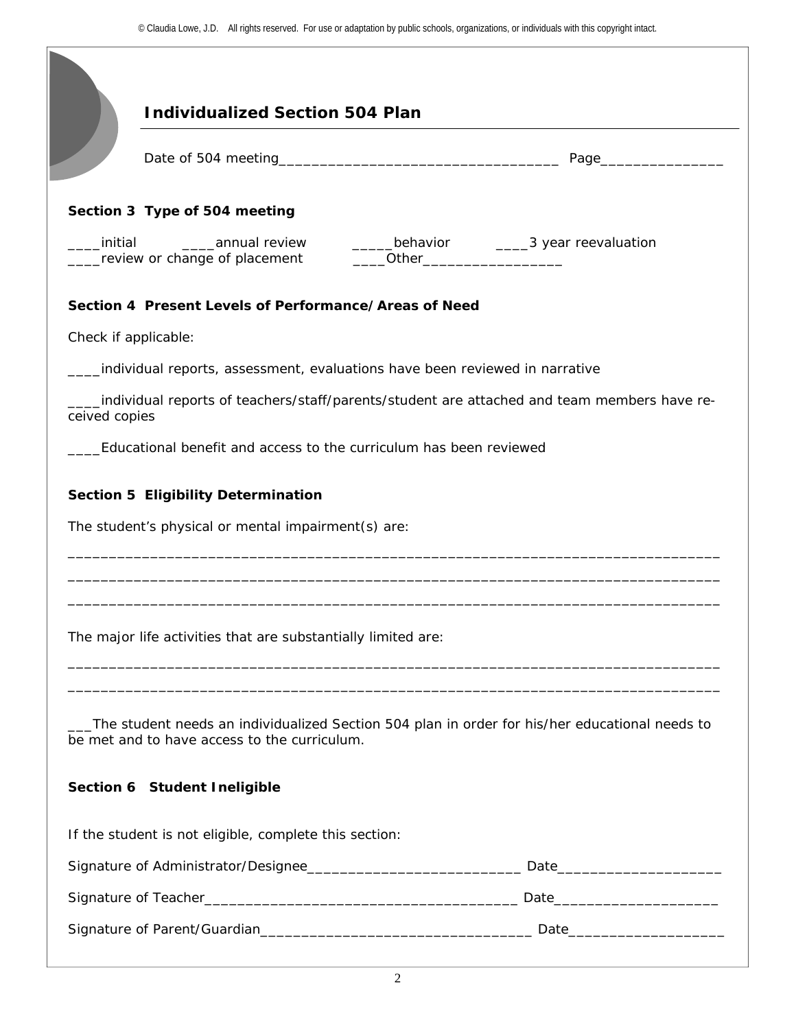## Individualized Section 504 Plan

Date of 504 meeting___________________________________ Page_______________

### Section 3 Type of 504 meeting

____initial ____annual review _____behavior ____3 year reevaluation
____review or change of placement ____Other_________________

### Section 4 Present Levels of Performance/Areas of Need

Check if applicable:

____individual reports, assessment, evaluations have been reviewed in narrative

____individual reports of teachers/staff/parents/student are attached and team members have received copies

____Educational benefit and access to the curriculum has been reviewed

### Section 5 Eligibility Determination

The student's physical or mental impairment(s) are:

________________________________________________________________________________
________________________________________________________________________________
________________________________________________________________________________

The major life activities that are substantially limited are:

________________________________________________________________________________
________________________________________________________________________________

___The student needs an individualized Section 504 plan in order for his/her educational needs to be met and to have access to the curriculum.

### Section 6 Student Ineligible

If the student is not eligible, complete this section:

Signature of Administrator/Designee___________________________ Date____________________

Signature of Teacher_______________________________________ Date____________________

Signature of Parent/Guardian___________________________________ Date___________________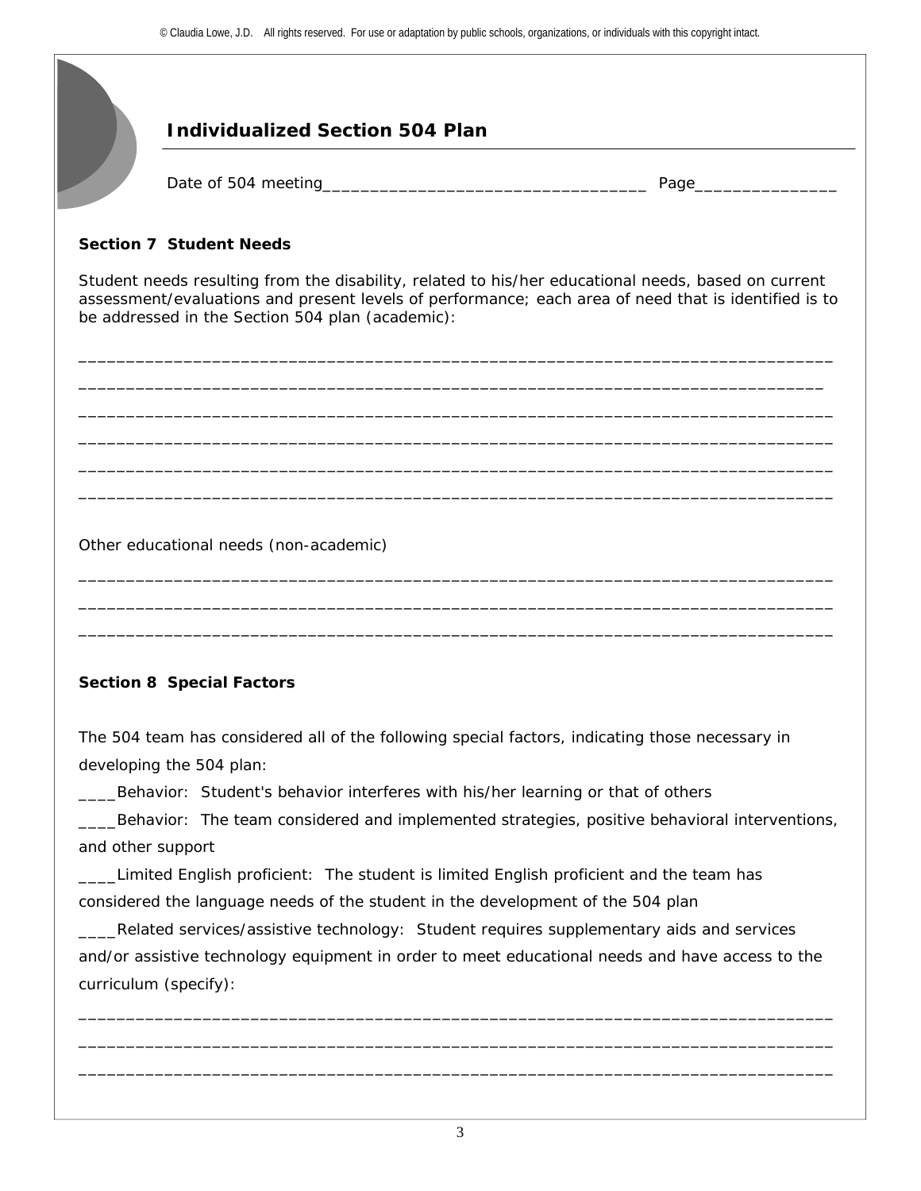## Individualized Section 504 Plan

Date of 504 meeting___________________________________ Page_______________

**Section 7 Student Needs**

Student needs resulting from the disability, related to his/her educational needs, based on current assessment/evaluations and present levels of performance; each area of need that is identified is to be addressed in the Section 504 plan (academic):

_______________________________________________________________________________

_______________________________________________________________________________

_______________________________________________________________________________

_______________________________________________________________________________

_______________________________________________________________________________

_______________________________________________________________________________

Other educational needs (non-academic)

_______________________________________________________________________________

_______________________________________________________________________________

_______________________________________________________________________________

**Section 8 Special Factors**

The 504 team has considered all of the following special factors, indicating those necessary in developing the 504 plan:

____Behavior: Student's behavior interferes with his/her learning or that of others

____Behavior: The team considered and implemented strategies, positive behavioral interventions, and other support

____Limited English proficient: The student is limited English proficient and the team has considered the language needs of the student in the development of the 504 plan

____Related services/assistive technology: Student requires supplementary aids and services and/or assistive technology equipment in order to meet educational needs and have access to the curriculum (specify):

_______________________________________________________________________________

_______________________________________________________________________________

_______________________________________________________________________________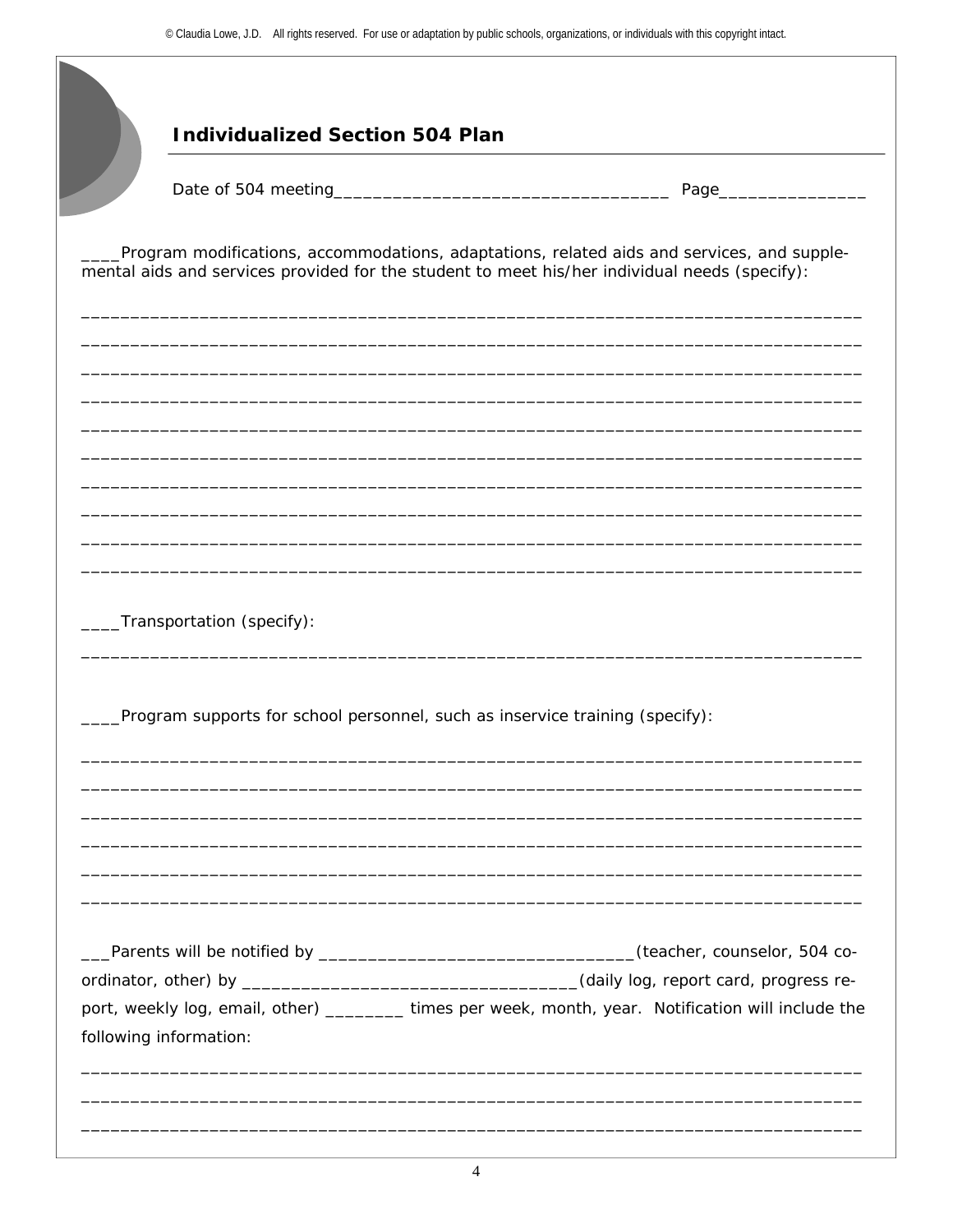## Individualized Section 504 Plan

Date of 504 meeting___________________________________ Page_______________

____Program modifications, accommodations, adaptations, related aids and services, and supplemental aids and services provided for the student to meet his/her individual needs (specify):

________________________________________________________________________________

________________________________________________________________________________

________________________________________________________________________________

________________________________________________________________________________

________________________________________________________________________________

________________________________________________________________________________

________________________________________________________________________________

________________________________________________________________________________

________________________________________________________________________________

________________________________________________________________________________

____Transportation (specify):

________________________________________________________________________________

____Program supports for school personnel, such as inservice training (specify):

________________________________________________________________________________

________________________________________________________________________________

________________________________________________________________________________

________________________________________________________________________________

________________________________________________________________________________

________________________________________________________________________________

___Parents will be notified by _________________________________(teacher, counselor, 504 coordinator, other) by __________________________________(daily log, report card, progress report, weekly log, email, other) ________ times per week, month, year. Notification will include the following information:

________________________________________________________________________________

________________________________________________________________________________

________________________________________________________________________________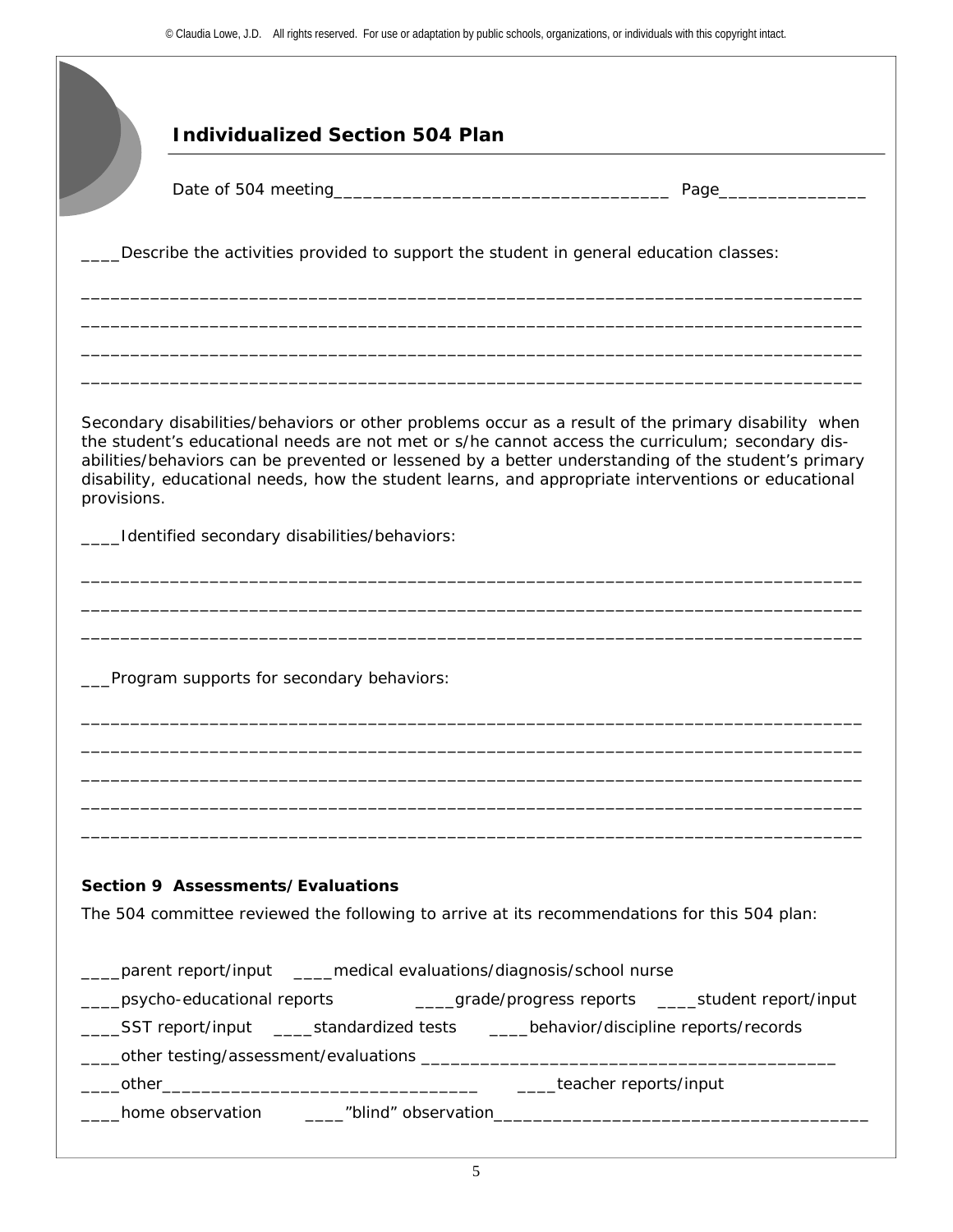## Individualized Section 504 Plan

Date of 504 meeting___________________________________ Page_______________

____Describe the activities provided to support the student in general education classes:

_________________________________________________________________________________

_________________________________________________________________________________

_________________________________________________________________________________

_________________________________________________________________________________

Secondary disabilities/behaviors or other problems occur as a result of the primary disability when the student's educational needs are not met or s/he cannot access the curriculum; secondary disabilities/behaviors can be prevented or lessened by a better understanding of the student's primary disability, educational needs, how the student learns, and appropriate interventions or educational provisions.

____Identified secondary disabilities/behaviors:

_________________________________________________________________________________

_________________________________________________________________________________

_________________________________________________________________________________

___Program supports for secondary behaviors:

_________________________________________________________________________________

_________________________________________________________________________________

_________________________________________________________________________________

_________________________________________________________________________________

_________________________________________________________________________________

**Section 9 Assessments/Evaluations**

The 504 committee reviewed the following to arrive at its recommendations for this 504 plan:

____parent report/input ____medical evaluations/diagnosis/school nurse

____psycho-educational reports ____grade/progress reports ____student report/input

____SST report/input ____standardized tests ____behavior/discipline reports/records

____other testing/assessment/evaluations ___________________________________________

____other_________________________________ ____teacher reports/input

____home observation ____"blind" observation_______________________________________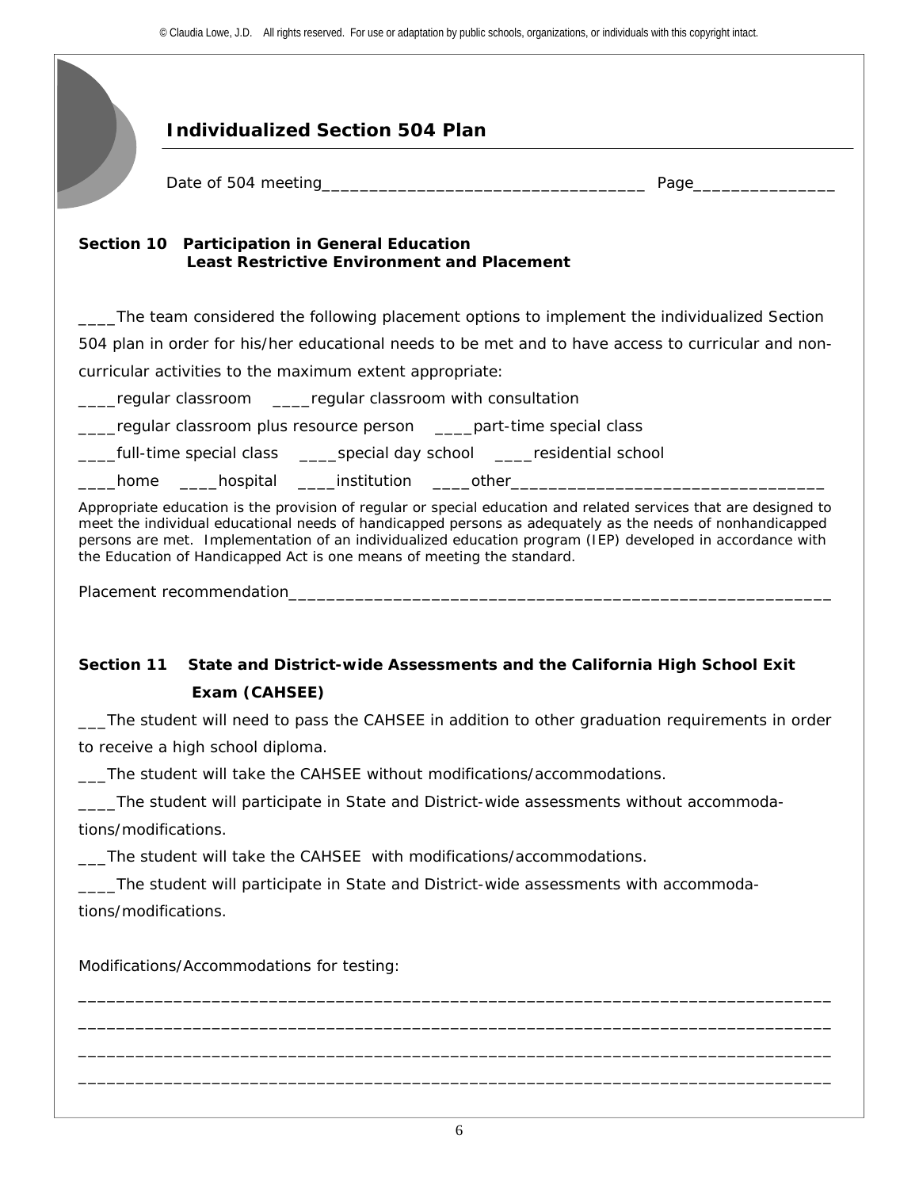## Individualized Section 504 Plan

Date of 504 meeting__________________________________ Page_______________

### Section 10 Participation in General Education Least Restrictive Environment and Placement

____The team considered the following placement options to implement the individualized Section 504 plan in order for his/her educational needs to be met and to have access to curricular and non-curricular activities to the maximum extent appropriate:

____regular classroom ____regular classroom with consultation

____regular classroom plus resource person ____part-time special class

____full-time special class ____special day school ____residential school

____home ____hospital ____institution ____other_________________________________

Appropriate education is the provision of regular or special education and related services that are designed to meet the individual educational needs of handicapped persons as adequately as the needs of nonhandicapped persons are met. Implementation of an individualized education program (IEP) developed in accordance with the Education of Handicapped Act is one means of meeting the standard.

Placement recommendation__________________________________________________________

### Section 11 State and District-wide Assessments and the California High School Exit Exam (CAHSEE)

___The student will need to pass the CAHSEE in addition to other graduation requirements in order to receive a high school diploma.

___The student will take the CAHSEE without modifications/accommodations.

____The student will participate in State and District-wide assessments without accommodations/modifications.

___The student will take the CAHSEE with modifications/accommodations.

____The student will participate in State and District-wide assessments with accommodations/modifications.

Modifications/Accommodations for testing:

_______________________________________________________________________________

_______________________________________________________________________________

_______________________________________________________________________________

_______________________________________________________________________________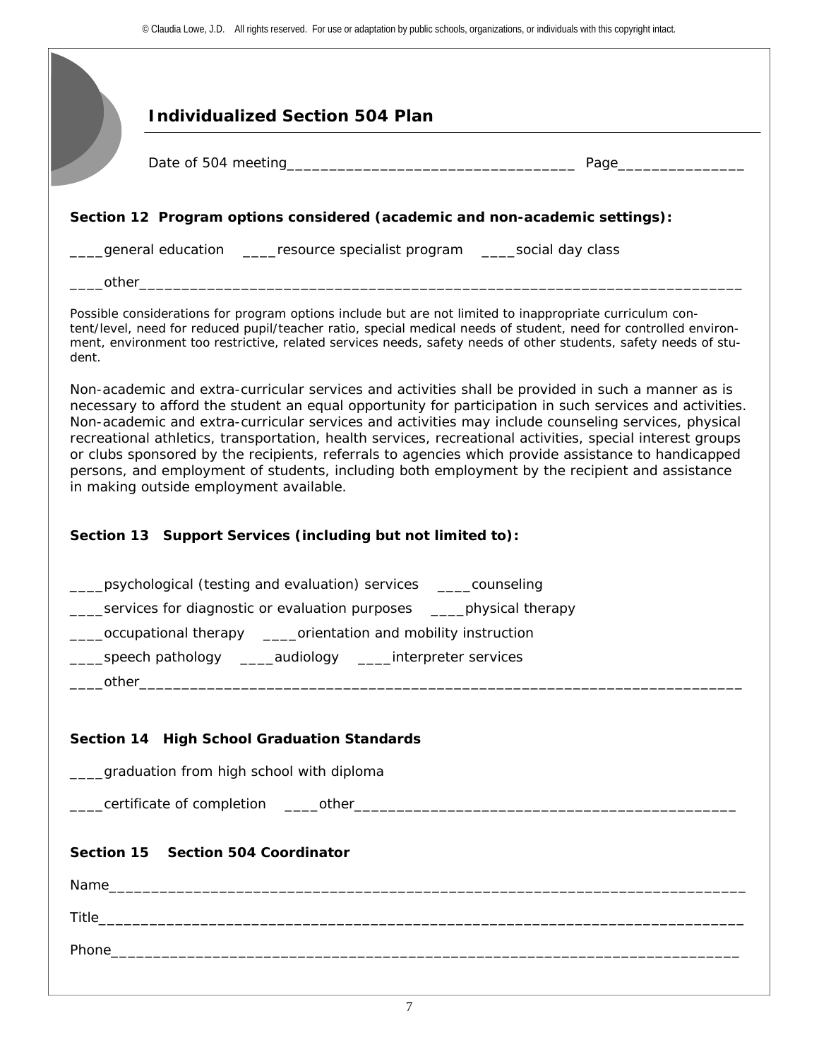## Individualized Section 504 Plan

Date of 504 meeting___________________________________ Page_______________

### Section 12 Program options considered (academic and non-academic settings):

____general education ____resource specialist program ____social day class

____other___________________________________________________________________________

Possible considerations for program options include but are not limited to inappropriate curriculum content/level, need for reduced pupil/teacher ratio, special medical needs of student, need for controlled environment, environment too restrictive, related services needs, safety needs of other students, safety needs of student.

Non-academic and extra-curricular services and activities shall be provided in such a manner as is necessary to afford the student an equal opportunity for participation in such services and activities. Non-academic and extra-curricular services and activities may include counseling services, physical recreational athletics, transportation, health services, recreational activities, special interest groups or clubs sponsored by the recipients, referrals to agencies which provide assistance to handicapped persons, and employment of students, including both employment by the recipient and assistance in making outside employment available.

### Section 13 Support Services (including but not limited to):

____psychological (testing and evaluation) services ____counseling

____services for diagnostic or evaluation purposes ____physical therapy

____occupational therapy ____orientation and mobility instruction

____speech pathology ____audiology ____interpreter services

____other___________________________________________________________________________

### Section 14 High School Graduation Standards

____graduation from high school with diploma

____certificate of completion ____other______________________________________________

### Section 15 Section 504 Coordinator

Name_____________________________________________________________________________

Title______________________________________________________________________________

Phone____________________________________________________________________________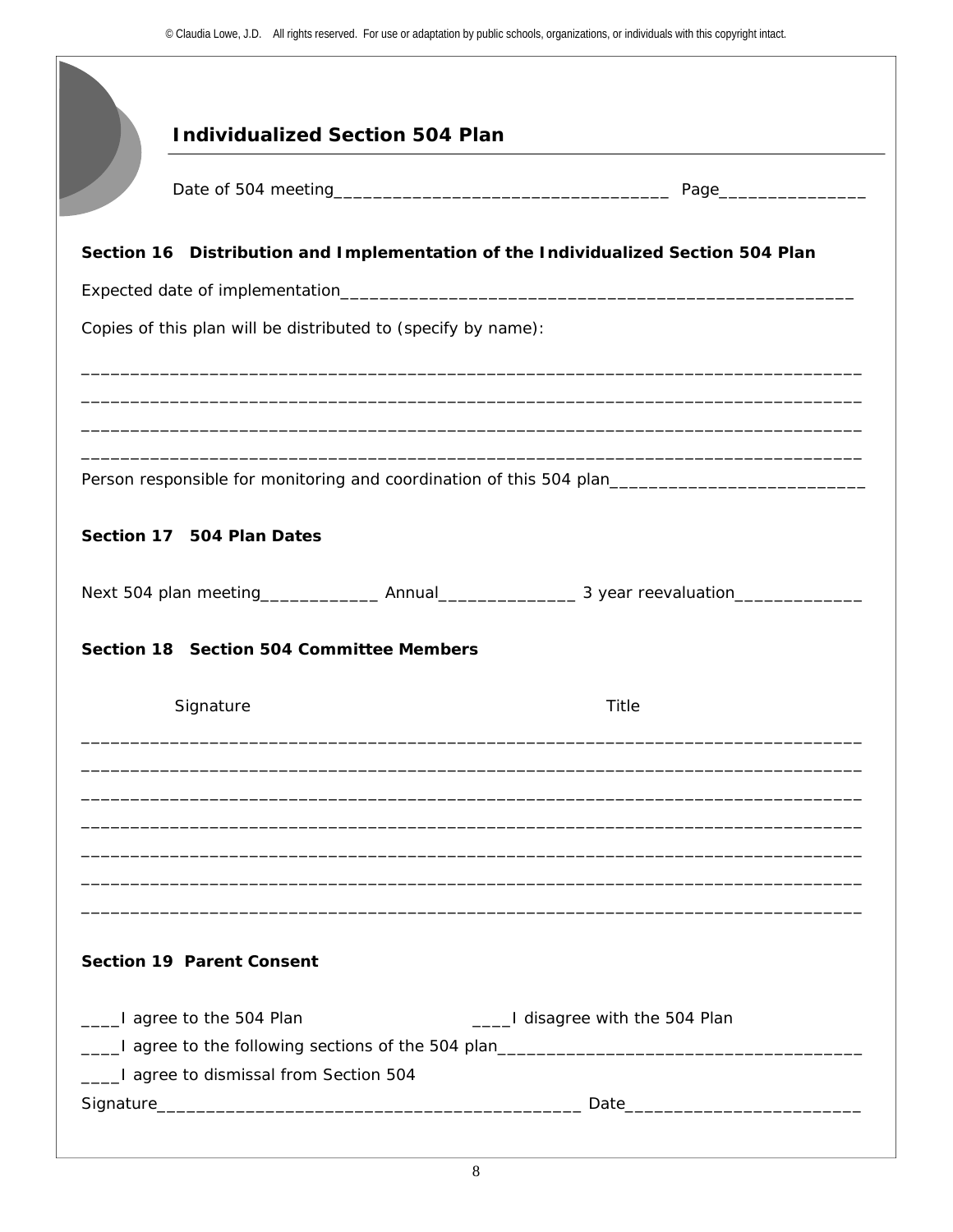© Claudia Lowe, J.D. All rights reserved. For use or adaptation by public schools, organizations, or individuals with this copyright intact.

## Individualized Section 504 Plan

Date of 504 meeting__________________________________ Page_______________

### Section 16 Distribution and Implementation of the Individualized Section 504 Plan

Expected date of implementation_____________________________________________________

Copies of this plan will be distributed to (specify by name):

_______________________________________________________________________________

_______________________________________________________________________________

_______________________________________________________________________________

_______________________________________________________________________________

Person responsible for monitoring and coordination of this 504 plan__________________________

### Section 17 504 Plan Dates

Next 504 plan meeting____________ Annual______________ 3 year reevaluation_____________

### Section 18 Section 504 Committee Members

Signature Title

_______________________________________________________________________________

_______________________________________________________________________________

_______________________________________________________________________________

_______________________________________________________________________________

_______________________________________________________________________________

_______________________________________________________________________________

_______________________________________________________________________________

### Section 19 Parent Consent

____I agree to the 504 Plan ____I disagree with the 504 Plan

____I agree to the following sections of the 504 plan_____________________________________

____I agree to dismissal from Section 504

Signature__________________________________________ Date________________________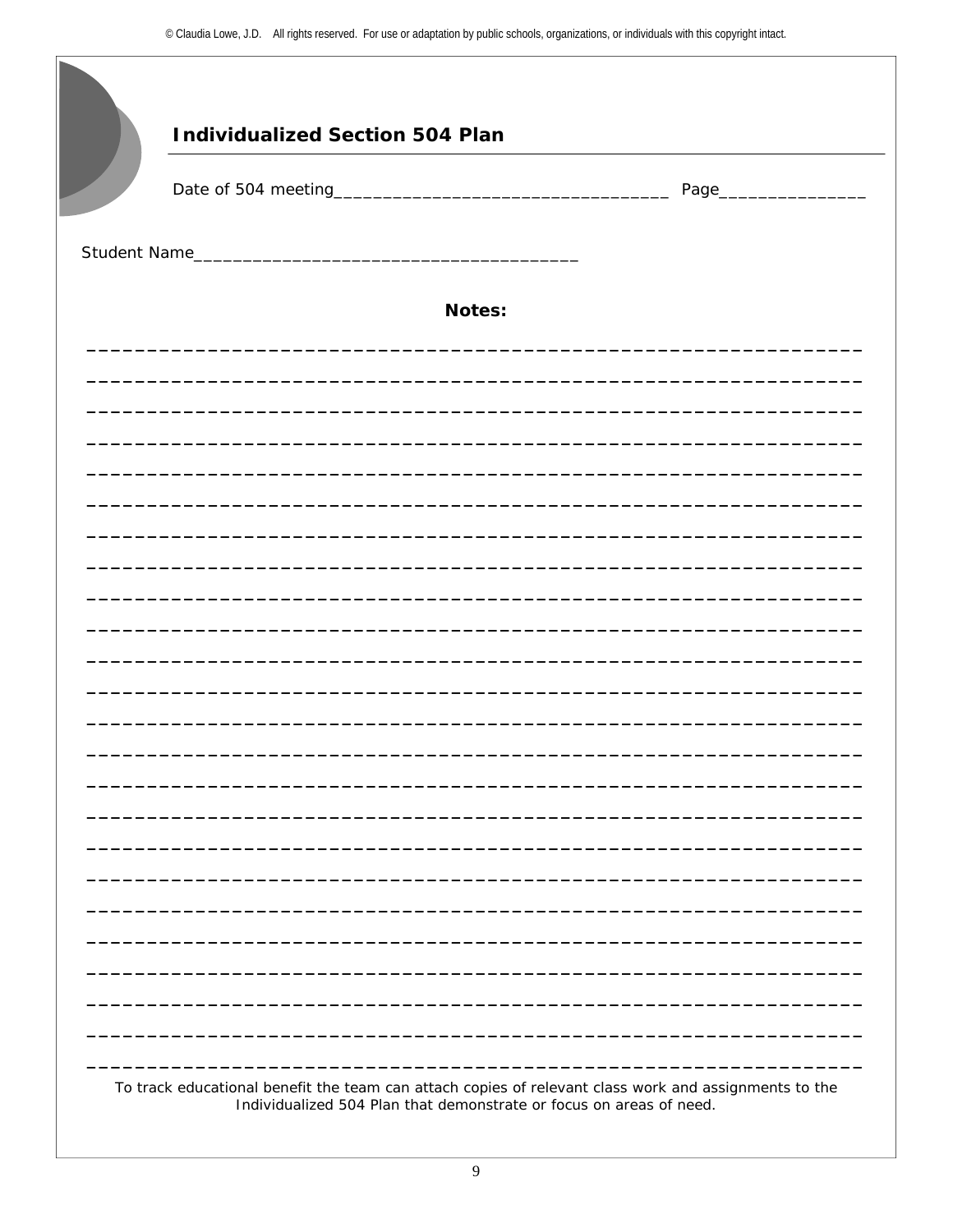## Individualized Section 504 Plan

Date of 504 meeting__________________________________ Page_______________

Student Name_______________________________________

**Notes:**

______________________________________________________________

______________________________________________________________

______________________________________________________________

______________________________________________________________

______________________________________________________________

______________________________________________________________

______________________________________________________________

______________________________________________________________

______________________________________________________________

______________________________________________________________

______________________________________________________________

______________________________________________________________

______________________________________________________________

______________________________________________________________

______________________________________________________________

______________________________________________________________

______________________________________________________________

______________________________________________________________

______________________________________________________________

______________________________________________________________

______________________________________________________________

______________________________________________________________

______________________________________________________________

______________________________________________________________

To track educational benefit the team can attach copies of relevant class work and assignments to the Individualized 504 Plan that demonstrate or focus on areas of need.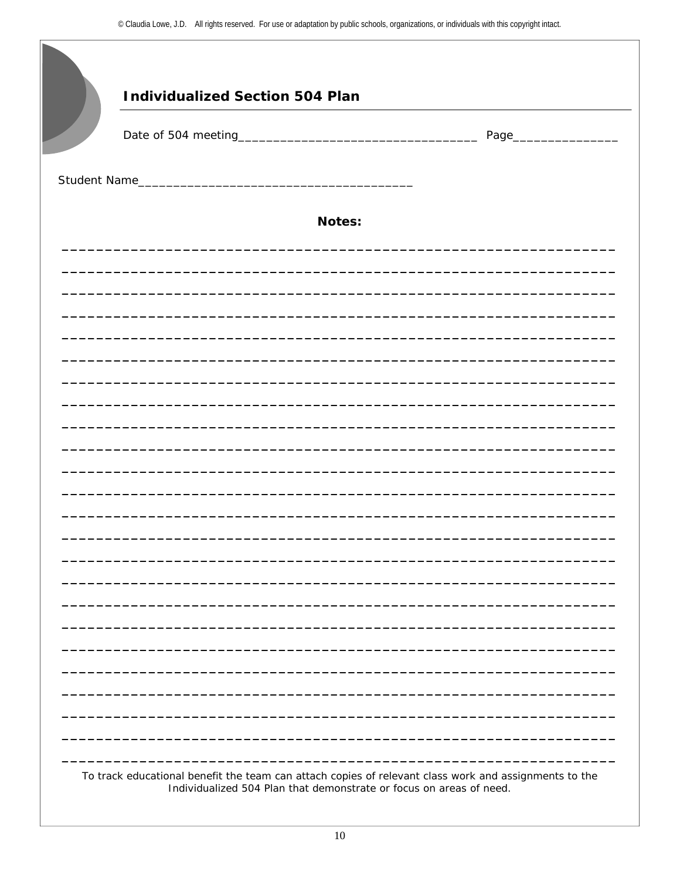# Individualized Section 504 Plan

Date of 504 meeting___________________________________ Page_______________

Student Name_______________________________________

**Notes:**

___________________________________________________________________

___________________________________________________________________

___________________________________________________________________

___________________________________________________________________

___________________________________________________________________

___________________________________________________________________

___________________________________________________________________

___________________________________________________________________

___________________________________________________________________

___________________________________________________________________

___________________________________________________________________

___________________________________________________________________

___________________________________________________________________

___________________________________________________________________

___________________________________________________________________

___________________________________________________________________

___________________________________________________________________

___________________________________________________________________

___________________________________________________________________

___________________________________________________________________

___________________________________________________________________

___________________________________________________________________

___________________________________________________________________

___________________________________________________________________

To track educational benefit the team can attach copies of relevant class work and assignments to the Individualized 504 Plan that demonstrate or focus on areas of need.